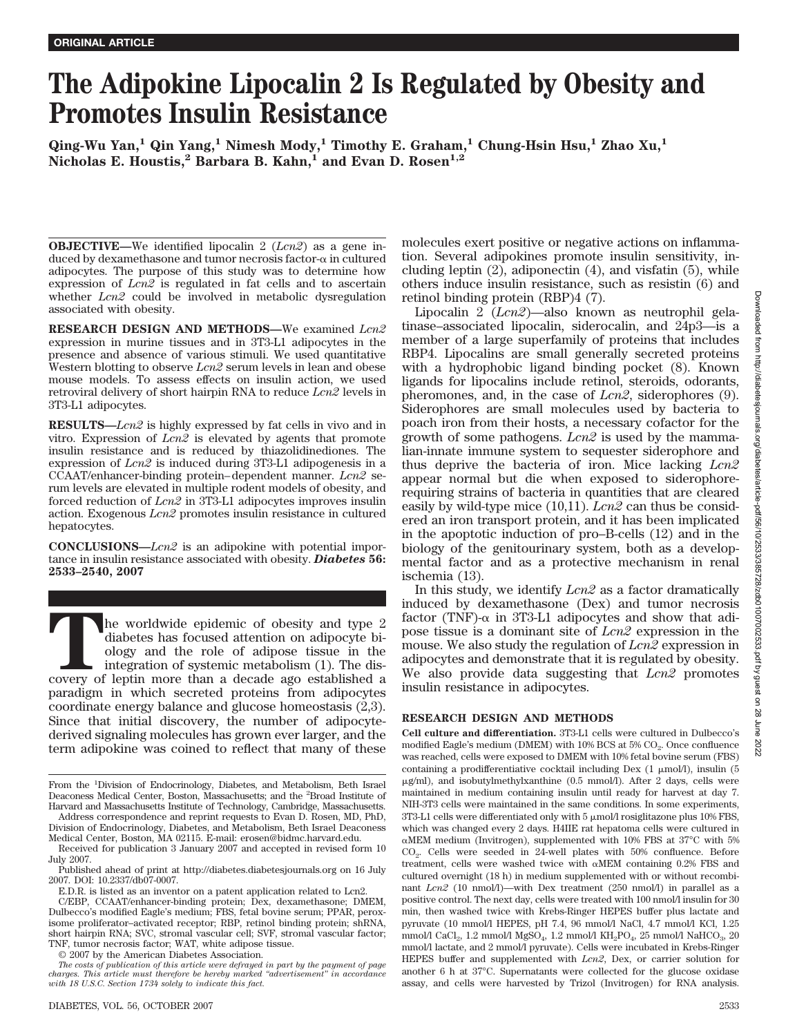ORIGINAL ARTICLE

# The Adipokine Lipocalin 2 Is Regulated by Obesity and Promotes Insulin Resistance

**Qing-Wu Yan,[1] Qin Yang,[1] Nimesh Mody,[1] Timothy E. Graham,[1] Chung-Hsin Hsu,[1] Zhao Xu,[1] Nicholas E. Houstis,[2] Barbara B. Kahn,[1] and Evan D. Rosen[1,2]**

**OBJECTIVE**—We identified lipocalin 2 (*Lcn2*) as a gene induced by dexamethasone and tumor necrosis factor-α in cultured adipocytes. The purpose of this study was to determine how expression of *Lcn2* is regulated in fat cells and to ascertain whether *Lcn2* could be involved in metabolic dysregulation associated with obesity.

**RESEARCH DESIGN AND METHODS**—We examined *Lcn2* expression in murine tissues and in 3T3-L1 adipocytes in the presence and absence of various stimuli. We used quantitative Western blotting to observe *Lcn2* serum levels in lean and obese mouse models. To assess effects on insulin action, we used retroviral delivery of short hairpin RNA to reduce *Lcn2* levels in 3T3-L1 adipocytes.

**RESULTS**—*Lcn2* is highly expressed by fat cells in vivo and in vitro. Expression of *Lcn2* is elevated by agents that promote insulin resistance and is reduced by thiazolidinediones. The expression of *Lcn2* is induced during 3T3-L1 adipogenesis in a CCAAT/enhancer-binding protein–dependent manner. *Lcn2* serum levels are elevated in multiple rodent models of obesity, and forced reduction of *Lcn2* in 3T3-L1 adipocytes improves insulin action. Exogenous *Lcn2* promotes insulin resistance in cultured hepatocytes.

**CONCLUSIONS**—*Lcn2* is an adipokine with potential importance in insulin resistance associated with obesity. ***Diabetes* 56: 2533–2540, 2007**

The worldwide epidemic of obesity and type 2 diabetes has focused attention on adipocyte biology and the role of adipose tissue in the integration of systemic metabolism (1). The discovery of leptin more than a decade ago established a paradigm in which secreted proteins from adipocytes coordinate energy balance and glucose homeostasis (2,3). Since that initial discovery, the number of adipocyte-derived signaling molecules has grown ever larger, and the term adipokine was coined to reflect that many of these molecules exert positive or negative actions on inflammation. Several adipokines promote insulin sensitivity, including leptin (2), adiponectin (4), and visfatin (5), while others induce insulin resistance, such as resistin (6) and retinol binding protein (RBP)4 (7).

Lipocalin 2 (*Lcn2*)—also known as neutrophil gelatinase–associated lipocalin, siderocalin, and 24p3—is a member of a large superfamily of proteins that includes RBP4. Lipocalins are small generally secreted proteins with a hydrophobic ligand binding pocket (8). Known ligands for lipocalins include retinol, steroids, odorants, pheromones, and, in the case of *Lcn2*, siderophores (9). Siderophores are small molecules used by bacteria to poach iron from their hosts, a necessary cofactor for the growth of some pathogens. *Lcn2* is used by the mammalian innate immune system to sequester siderophore and thus deprive the bacteria of iron. Mice lacking *Lcn2* appear normal but die when exposed to siderophore-requiring strains of bacteria in quantities that are cleared easily by wild-type mice (10,11). *Lcn2* can thus be considered an iron transport protein, and it has been implicated in the apoptotic induction of pro–B-cells (12) and in the biology of the genitourinary system, both as a developmental factor and as a protective mechanism in renal ischemia (13).

In this study, we identify *Lcn2* as a factor dramatically induced by dexamethasone (Dex) and tumor necrosis factor (TNF)-α in 3T3-L1 adipocytes and show that adipose tissue is a dominant site of *Lcn2* expression in the mouse. We also study the regulation of *Lcn2* expression in adipocytes and demonstrate that it is regulated by obesity. We also provide data suggesting that *Lcn2* promotes insulin resistance in adipocytes.

## RESEARCH DESIGN AND METHODS

**Cell culture and differentiation.** 3T3-L1 cells were cultured in Dulbecco's modified Eagle's medium (DMEM) with 10% BCS at 5% $CO_2$. Once confluence was reached, cells were exposed to DMEM with 10% fetal bovine serum (FBS) containing a prodifferentiative cocktail including Dex (1 μmol/l), insulin (5 μg/ml), and isobutylmethylxanthine (0.5 mmol/l). After 2 days, cells were maintained in medium containing insulin until ready for harvest at day 7. NIH-3T3 cells were maintained in the same conditions. In some experiments, 3T3-L1 cells were differentiated only with 5 μmol/l rosiglitazone plus 10% FBS, which was changed every 2 days. H4IIE rat hepatoma cells were cultured in αMEM medium (Invitrogen), supplemented with 10% FBS at 37°C with 5% $CO_2$. Cells were seeded in 24-well plates with 50% confluence. Before treatment, cells were washed twice with αMEM containing 0.2% FBS and cultured overnight (18 h) in medium supplemented with or without recombinant *Lcn2* (10 nmol/l)—with Dex treatment (250 nmol/l) in parallel as a positive control. The next day, cells were treated with 100 nmol/l insulin for 30 min, then washed twice with Krebs-Ringer HEPES buffer plus lactate and pyruvate (10 mmol/l HEPES, pH 7.4, 96 mmol/l NaCl, 4.7 mmol/l KCl, 1.25 mmol/l $CaCl_2$, 1.2 mmol/l $MgSO_4$, 1.2 mmol/l $KH_2PO_4$, 25 mmol/l $NaHCO_3$, 20 mmol/l lactate, and 2 mmol/l pyruvate). Cells were incubated in Krebs-Ringer HEPES buffer and supplemented with *Lcn2*, Dex, or carrier solution for another 6 h at 37°C. Supernatants were collected for the glucose oxidase assay, and cells were harvested by Trizol (Invitrogen) for RNA analysis.

From the [1]Division of Endocrinology, Diabetes, and Metabolism, Beth Israel Deaconess Medical Center, Boston, Massachusetts; and the [2]Broad Institute of Harvard and Massachusetts Institute of Technology, Cambridge, Massachusetts.

Address correspondence and reprint requests to Evan D. Rosen, MD, PhD, Division of Endocrinology, Diabetes, and Metabolism, Beth Israel Deaconess Medical Center, Boston, MA 02115. E-mail: erosen@bidmc.harvard.edu.

Received for publication 3 January 2007 and accepted in revised form 10 July 2007.

Published ahead of print at http://diabetes.diabetesjournals.org on 16 July 2007. DOI: 10.2337/db07-0007.

E.D.R. is listed as an inventor on a patent application related to Lcn2.

C/EBP, CCAAT/enhancer-binding protein; Dex, dexamethasone; DMEM, Dulbecco's modified Eagle's medium; FBS, fetal bovine serum; PPAR, peroxisome proliferator–activated receptor; RBP, retinol binding protein; shRNA, short hairpin RNA; SVC, stromal vascular cell; SVF, stromal vascular factor; TNF, tumor necrosis factor; WAT, white adipose tissue.

© 2007 by the American Diabetes Association.

*The costs of publication of this article were defrayed in part by the payment of page charges. This article must therefore be hereby marked "advertisement" in accordance with 18 U.S.C. Section 1734 solely to indicate this fact.*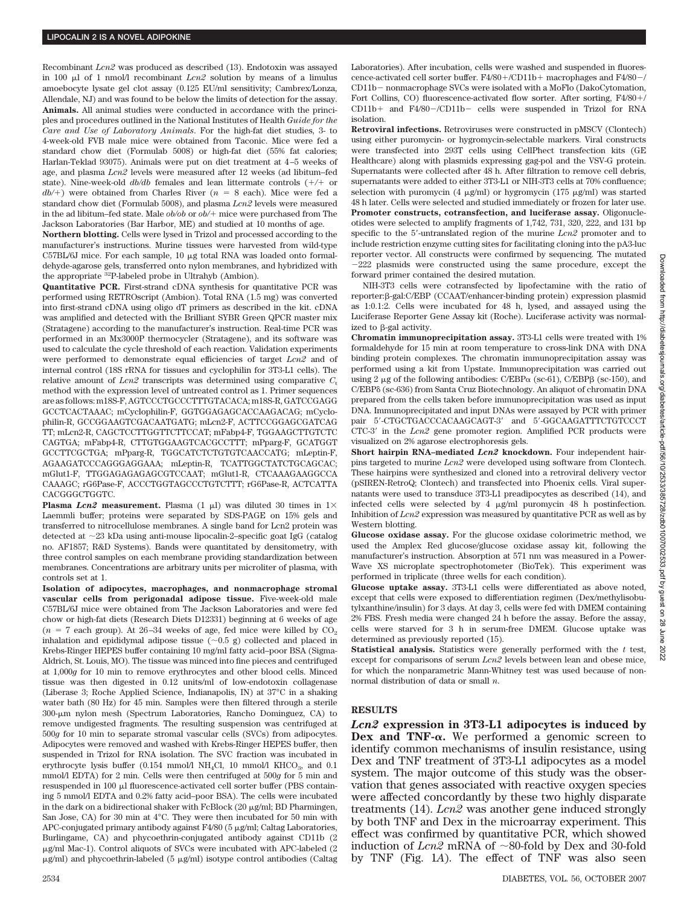Recombinant *Lcn2* was produced as described (13). Endotoxin was assayed in 100 μl of 1 nmol/l recombinant *Lcn2* solution by means of a limulus amoebocyte lysate gel clot assay (0.125 EU/ml sensitivity; Cambrex/Lonza, Allendale, NJ) and was found to be below the limits of detection for the assay.

**Animals.** All animal studies were conducted in accordance with the principles and procedures outlined in the National Institutes of Health *Guide for the Care and Use of Laboratory Animals*. For the high-fat diet studies, 3- to 4-week-old FVB male mice were obtained from Taconic. Mice were fed a standard chow diet (Formulab 5008) or high-fat diet (55% fat calories; Harlan-Teklad 93075). Animals were put on diet treatment at 4–5 weeks of age, and plasma *Lcn2* levels were measured after 12 weeks (ad libitum–fed state). Nine-week-old *db/db* females and lean littermate controls (+/+ or *db*/+) were obtained from Charles River ($n = 8$ each). Mice were fed a standard chow diet (Formulab 5008), and plasma *Lcn2* levels were measured in the ad libitum–fed state. Male *ob/ob* or *ob*/+ mice were purchased from The Jackson Laboratories (Bar Harbor, ME) and studied at 10 months of age.

**Northern blotting.** Cells were lysed in Trizol and processed according to the manufacturer's instructions. Murine tissues were harvested from wild-type C57BL/6J mice. For each sample, 10 μg total RNA was loaded onto formaldehyde-agarose gels, transferred onto nylon membranes, and hybridized with the appropriate $^{32}$P-labeled probe in Ultrahyb (Ambion).

**Quantitative PCR.** First-strand cDNA synthesis for quantitative PCR was performed using RETROscript (Ambion). Total RNA (1.5 mg) was converted into first-strand cDNA using oligo dT primers as described in the kit. cDNA was amplified and detected with the Brilliant SYBR Green QPCR master mix (Stratagene) according to the manufacturer's instruction. Real-time PCR was performed in an Mx3000P thermocycler (Stratagene), and its software was used to calculate the cycle threshold of each reaction. Validation experiments were performed to demonstrate equal efficiencies of target *Lcn2* and of internal control (18S rRNA for tissues and cyclophilin for 3T3-L1 cells). The relative amount of *Lcn2* transcripts was determined using comparative $C_t$ method with the expression level of untreated control as 1. Primer sequences are as follows: m18S-F, AGTCCCTGCCCTTTGTACACA; m18S-R, GATCCGAGGGCCTCACTAAAC; mCyclophilin-F, GGTGGAGAGCACCAAGACAG; mCyclophilin-R, GCCGGAAGTCGACAATGATG; mLcn2-F, ACTTCCGGAGCGATCAGTT; mLcn2-R, CAGCTCCTTGGTTCTTCCAT; mFabp4-F, TGGAAGCTTGTCTCCAGTGA; mFabp4-R, CTTGTGGAAGTCACGCCTTT; mPparg-F, GCATGGTGCCTTCGCTGA; mPparg-R, TGGCATCTCTGTGTCAACCATG; mLeptin-F, AGAAGATCCCAGGGAGGAAA; mLeptin-R, TCATTGGCTATCTGCAGCAC; mGlut1-F, TTGGAGAGAGAGCGTCCAAT; mGlut1-R, CTCAAAGAAGGCCACAAAGC; rG6Pase-F, ACCCTGGTAGCCCTGTCTTT; rG6Pase-R, ACTCATTACACGGGCTGGTC.

**Plasma *Lcn2* measurement.** Plasma (1 μl) was diluted 30 times in 1× Laemmli buffer; proteins were separated by SDS-PAGE on 15% gels and transferred to nitrocellulose membranes. A single band for Lcn2 protein was detected at ~23 kDa using anti-mouse lipocalin-2–specific goat IgG (catalog no. AF1857; R&D Systems). Bands were quantitated by densitometry, with three control samples on each membrane providing standardization between membranes. Concentrations are arbitrary units per microliter of plasma, with controls set at 1.

**Isolation of adipocytes, macrophages, and nonmacrophage stromal vascular cells from perigonadal adipose tissue.** Five-week-old male C57BL/6J mice were obtained from The Jackson Laboratories and were fed chow or high-fat diets (Research Diets D12331) beginning at 6 weeks of age ($n = 7$ each group). At 26–34 weeks of age, fed mice were killed by $CO_2$ inhalation and epididymal adipose tissue (~0.5 g) collected and placed in Krebs-Ringer HEPES buffer containing 10 mg/ml fatty acid–poor BSA (Sigma-Aldrich, St. Louis, MO). The tissue was minced into fine pieces and centrifuged at 1,000*g* for 10 min to remove erythrocytes and other blood cells. Minced tissue was then digested in 0.12 units/ml of low-endotoxin collagenase (Liberase 3; Roche Applied Science, Indianapolis, IN) at 37°C in a shaking water bath (80 Hz) for 45 min. Samples were then filtered through a sterile 300-μm nylon mesh (Spectrum Laboratories, Rancho Dominguez, CA) to remove undigested fragments. The resulting suspension was centrifuged at 500*g* for 10 min to separate stromal vascular cells (SVCs) from adipocytes. Adipocytes were removed and washed with Krebs-Ringer HEPES buffer, then suspended in Trizol for RNA isolation. The SVC fraction was incubated in erythrocyte lysis buffer (0.154 mmol/l $NH_4Cl$, 10 mmol/l $KHCO_3$, and 0.1 mmol/l EDTA) for 2 min. Cells were then centrifuged at 500*g* for 5 min and resuspended in 100 μl fluorescence-activated cell sorter buffer (PBS containing 5 mmol/l EDTA and 0.2% fatty acid–poor BSA). The cells were incubated in the dark on a bidirectional shaker with FcBlock (20 μg/ml; BD Pharmingen, San Jose, CA) for 30 min at 4°C. They were then incubated for 50 min with APC-conjugated primary antibody against F4/80 (5 μg/ml; Caltag Laboratories, Burlingame, CA) and phycoethrin-conjugated antibody against CD11b (2 μg/ml Mac-1). Control aliquots of SVCs were incubated with APC-labeled (2 μg/ml) and phycoethrin-labeled (5 μg/ml) isotype control antibodies (Caltag Laboratories). After incubation, cells were washed and suspended in fluorescence-activated cell sorter buffer. F4/80+/CD11b+ macrophages and F4/80−/CD11b− nonmacrophage SVCs were isolated with a MoFlo (DakoCytomation, Fort Collins, CO) fluorescence-activated flow sorter. After sorting, F4/80+/CD11b+ and F4/80−/CD11b− cells were suspended in Trizol for RNA isolation.

**Retroviral infections.** Retroviruses were constructed in pMSCV (Clontech) using either puromycin- or hygromycin-selectable markers. Viral constructs were transfected into 293T cells using CellPhect transfection kits (GE Healthcare) along with plasmids expressing gag-pol and the VSV-G protein. Supernatants were collected after 48 h. After filtration to remove cell debris, supernatants were added to either 3T3-L1 or NIH-3T3 cells at 70% confluence; selection with puromycin (4 μg/ml) or hygromycin (175 μg/ml) was started 48 h later. Cells were selected and studied immediately or frozen for later use.

**Promoter constructs, cotransfection, and luciferase assay.** Oligonucleotides were selected to amplify fragments of 1,742, 731, 320, 222, and 131 bp specific to the 5′-untranslated region of the murine *Lcn2* promoter and to include restriction enzyme cutting sites for facilitating cloning into the pA3-luc reporter vector. All constructs were confirmed by sequencing. The mutated −222 plasmids were constructed using the same procedure, except the forward primer contained the desired mutation.

NIH-3T3 cells were cotransfected by lipofectamine with the ratio of reporter:β-gal:C/EBP (CCAAT/enhancer-binding protein) expression plasmid as 1:0.1:2. Cells were incubated for 48 h, lysed, and assayed using the Luciferase Reporter Gene Assay kit (Roche). Luciferase activity was normalized to β-gal activity.

**Chromatin immunoprecipitation assay.** 3T3-L1 cells were treated with 1% formaldehyde for 15 min at room temperature to cross-link DNA with DNA binding protein complexes. The chromatin immunoprecipitation assay was performed using a kit from Upstate. Immunoprecipitation was carried out using 2 μg of the following antibodies: C/EBPα (sc-61), C/EBPβ (sc-150), and C/EBPδ (sc-636) from Santa Cruz Biotechnology. An aliquot of chromatin DNA prepared from the cells taken before immunoprecipitation was used as input DNA. Immunoprecipitated and input DNAs were assayed by PCR with primer pair 5′-CTGCTGACCCACAAGCAGT-3′ and 5′-GGCAAGATTTCTGTCCCTCTC-3′ in the *Lcn2* gene promoter region. Amplified PCR products were visualized on 2% agarose electrophoresis gels.

**Short hairpin RNA–mediated *Lcn2* knockdown.** Four independent hairpins targeted to murine *Lcn2* were developed using software from Clontech. These hairpins were synthesized and cloned into a retroviral delivery vector (pSIREN-RetroQ; Clontech) and transfected into Phoenix cells. Viral supernatants were used to transduce 3T3-L1 preadipocytes as described (14), and infected cells were selected by 4 μg/ml puromycin 48 h postinfection. Inhibition of *Lcn2* expression was measured by quantitative PCR as well as by Western blotting.

**Glucose oxidase assay.** For the glucose oxidase colorimetric method, we used the Amplex Red glucose/glucose oxidase assay kit, following the manufacturer's instruction. Absorption at 571 nm was measured in a PowerWave XS microplate spectrophotometer (BioTek). This experiment was performed in triplicate (three wells for each condition).

**Glucose uptake assay.** 3T3-L1 cells were differentiated as above noted, except that cells were exposed to differentiation regimen (Dex/methylisobutylxanthine/insulin) for 3 days. At day 3, cells were fed with DMEM containing 2% FBS. Fresh media were changed 24 h before the assay. Before the assay, cells were starved for 3 h in serum-free DMEM. Glucose uptake was determined as previously reported (15).

**Statistical analysis.** Statistics were generally performed with the *t* test, except for comparisons of serum *Lcn2* levels between lean and obese mice, for which the nonparametric Mann-Whitney test was used because of nonnormal distribution of data or small *n*.

## RESULTS

**_Lcn2_ expression in 3T3-L1 adipocytes is induced by Dex and TNF-α.** We performed a genomic screen to identify common mechanisms of insulin resistance, using Dex and TNF treatment of 3T3-L1 adipocytes as a model system. The major outcome of this study was the observation that genes associated with reactive oxygen species were affected concordantly by these two highly disparate treatments (14). *Lcn2* was another gene induced strongly by both TNF and Dex in the microarray experiment. This effect was confirmed by quantitative PCR, which showed induction of *Lcn2* mRNA of ~80-fold by Dex and 30-fold by TNF (Fig. 1*A*). The effect of TNF was also seen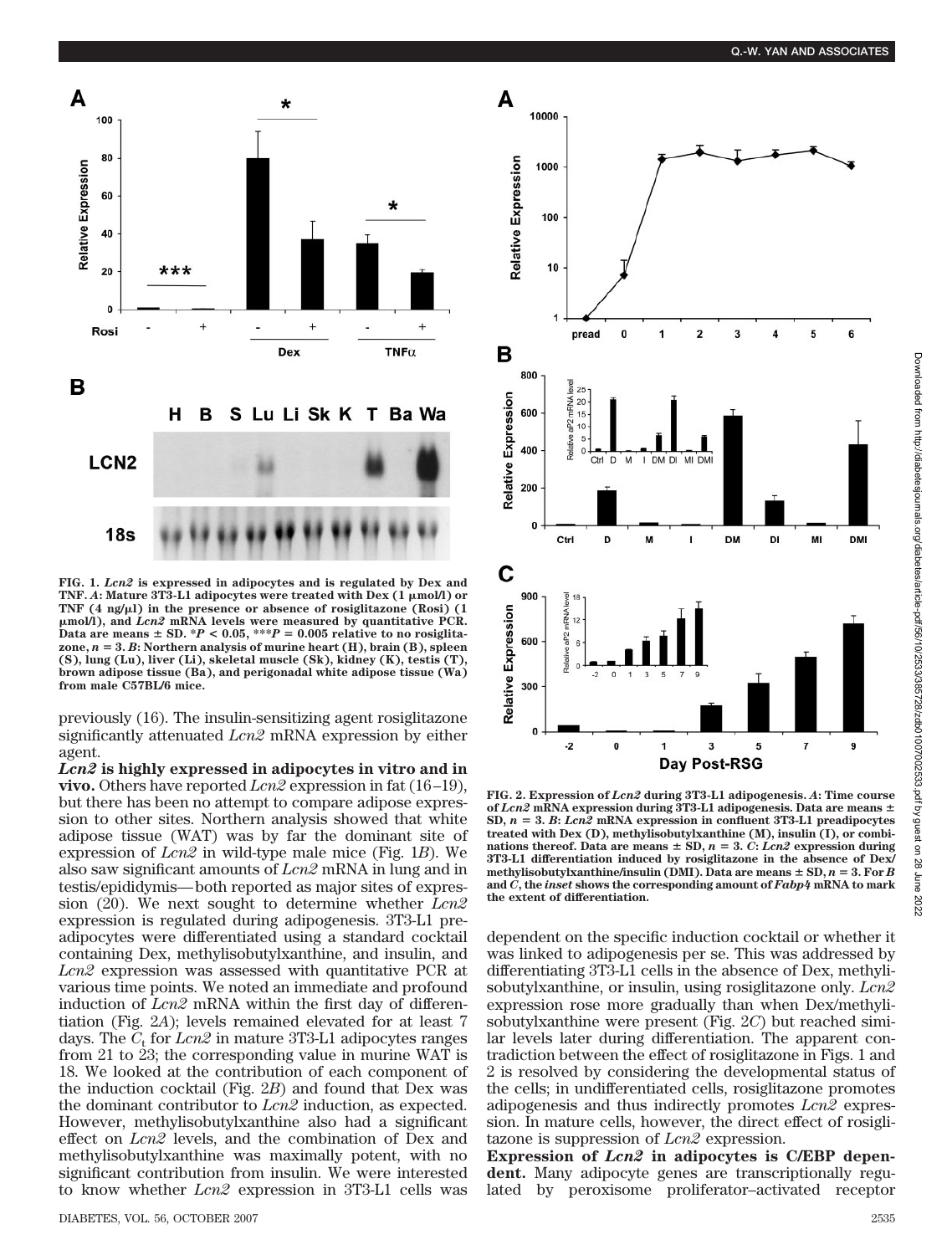FIG. 1. *Lcn2* is expressed in adipocytes and is regulated by Dex and TNF. *A*: Mature 3T3-L1 adipocytes were treated with Dex (1 μmol/l) or TNF (4 ng/μl) in the presence or absence of rosiglitazone (Rosi) (1 μmol/l), and *Lcn2* mRNA levels were measured by quantitative PCR. Data are means ± SD. $*P < 0.05$, $***P = 0.005$ relative to no rosiglitazone, $n = 3$. *B*: Northern analysis of murine heart (H), brain (B), spleen (S), lung (Lu), liver (Li), skeletal muscle (Sk), kidney (K), testis (T), brown adipose tissue (Ba), and perigonadal white adipose tissue (Wa) from male C57BL/6 mice.

previously (16). The insulin-sensitizing agent rosiglitazone significantly attenuated *Lcn2* mRNA expression by either agent.

**Lcn2 is highly expressed in adipocytes in vitro and in vivo.** Others have reported *Lcn2* expression in fat (16–19), but there has been no attempt to compare adipose expression to other sites. Northern analysis showed that white adipose tissue (WAT) was by far the dominant site of expression of *Lcn2* in wild-type male mice (Fig. 1*B*). We also saw significant amounts of *Lcn2* mRNA in lung and in testis/epididymis—both reported as major sites of expression (20). We next sought to determine whether *Lcn2* expression is regulated during adipogenesis. 3T3-L1 preadipocytes were differentiated using a standard cocktail containing Dex, methylisobutylxanthine, and insulin, and *Lcn2* expression was assessed with quantitative PCR at various time points. We noted an immediate and profound induction of *Lcn2* mRNA within the first day of differentiation (Fig. 2*A*); levels remained elevated for at least 7 days. The $C_t$ for *Lcn2* in mature 3T3-L1 adipocytes ranges from 21 to 23; the corresponding value in murine WAT is 18. We looked at the contribution of each component of the induction cocktail (Fig. 2*B*) and found that Dex was the dominant contributor to *Lcn2* induction, as expected. However, methylisobutylxanthine also had a significant effect on *Lcn2* levels, and the combination of Dex and methylisobutylxanthine was maximally potent, with no significant contribution from insulin. We were interested to know whether *Lcn2* expression in 3T3-L1 cells was dependent on the specific induction cocktail or whether it was linked to adipogenesis per se. This was addressed by differentiating 3T3-L1 cells in the absence of Dex, methylisobutylxanthine, or insulin, using rosiglitazone only. *Lcn2* expression rose more gradually than when Dex/methylisobutylxanthine were present (Fig. 2*C*) but reached similar levels later during differentiation. The apparent contradiction between the effect of rosiglitazone in Figs. 1 and 2 is resolved by considering the developmental status of the cells; in undifferentiated cells, rosiglitazone promotes adipogenesis and thus indirectly promotes *Lcn2* expression. In mature cells, however, the direct effect of rosiglitazone is suppression of *Lcn2* expression.

FIG. 2. Expression of *Lcn2* during 3T3-L1 adipogenesis. *A*: Time course of *Lcn2* mRNA expression during 3T3-L1 adipogenesis. Data are means ± SD, $n = 3$. *B*: *Lcn2* mRNA expression in confluent 3T3-L1 preadipocytes treated with Dex (D), methylisobutylxanthine (M), insulin (I), or combinations thereof. Data are means ± SD, $n = 3$. *C*: *Lcn2* expression during 3T3-L1 differentiation induced by rosiglitazone in the absence of Dex/methylisobutylxanthine/insulin (DMI). Data are means ± SD, $n = 3$. For *B* and *C*, the *inset* shows the corresponding amount of *Fabp4* mRNA to mark the extent of differentiation.

**Expression of *Lcn2* in adipocytes is C/EBP dependent.** Many adipocyte genes are transcriptionally regulated by peroxisome proliferator–activated receptor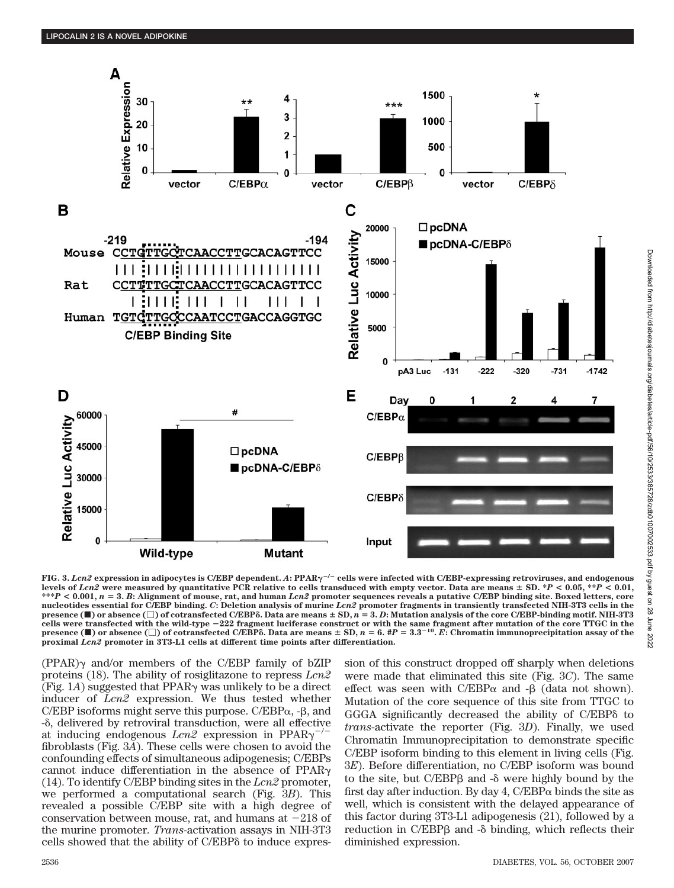**FIG. 3.** *Lcn2* **expression in adipocytes is C/EBP dependent.** ***A*****: PPAR$\gamma^{-/-}$ cells were infected with C/EBP-expressing retroviruses, and endogenous levels of** ***Lcn2*** **were measured by quantitative PCR relative to cells transduced with empty vector. Data are means ± SD. \*$P < 0.05$, \*\*$P < 0.01$, \*\*\*$P < 0.001$, $n = 3$.** ***B*****: Alignment of mouse, rat, and human** ***Lcn2*** **promoter sequences reveals a putative C/EBP binding site. Boxed letters, core nucleotides essential for C/EBP binding.** ***C*****: Deletion analysis of murine** ***Lcn2*** **promoter fragments in transiently transfected NIH-3T3 cells in the presence (■) or absence (□) of cotransfected C/EBPδ. Data are means ± SD, $n = 3$.** ***D*****: Mutation analysis of the core C/EBP-binding motif. NIH-3T3 cells were transfected with the wild-type −222 fragment luciferase construct or with the same fragment after mutation of the core TTGC in the presence (■) or absence (□) of cotransfected C/EBPδ. Data are means ± SD, $n = 6$. #$P = 3.3^{-10}$.** ***E*****: Chromatin immunoprecipitation assay of the proximal** ***Lcn2*** **promoter in 3T3-L1 cells at different time points after differentiation.**

(PPAR)γ and/or members of the C/EBP family of bZIP proteins (18). The ability of rosiglitazone to repress *Lcn2* (Fig. 1*A*) suggested that PPARγ was unlikely to be a direct inducer of *Lcn2* expression. We thus tested whether C/EBP isoforms might serve this purpose. C/EBPα, -β, and -δ, delivered by retroviral transduction, were all effective at inducing endogenous *Lcn2* expression in PPAR$\gamma^{-/-}$ fibroblasts (Fig. 3*A*). These cells were chosen to avoid the confounding effects of simultaneous adipogenesis; C/EBPs cannot induce differentiation in the absence of PPARγ (14). To identify C/EBP binding sites in the *Lcn2* promoter, we performed a computational search (Fig. 3*B*). This revealed a possible C/EBP site with a high degree of conservation between mouse, rat, and humans at −218 of the murine promoter. *Trans*-activation assays in NIH-3T3 cells showed that the ability of C/EBPδ to induce expression of this construct dropped off sharply when deletions were made that eliminated this site (Fig. 3*C*). The same effect was seen with C/EBPα and -β (data not shown). Mutation of the core sequence of this site from TTGC to GGGA significantly decreased the ability of C/EBPδ to *trans*-activate the reporter (Fig. 3*D*). Finally, we used Chromatin Immunoprecipitation to demonstrate specific C/EBP isoform binding to this element in living cells (Fig. 3*E*). Before differentiation, no C/EBP isoform was bound to the site, but C/EBPβ and -δ were highly bound by the first day after induction. By day 4, C/EBPα binds the site as well, which is consistent with the delayed appearance of this factor during 3T3-L1 adipogenesis (21), followed by a reduction in C/EBPβ and -δ binding, which reflects their diminished expression.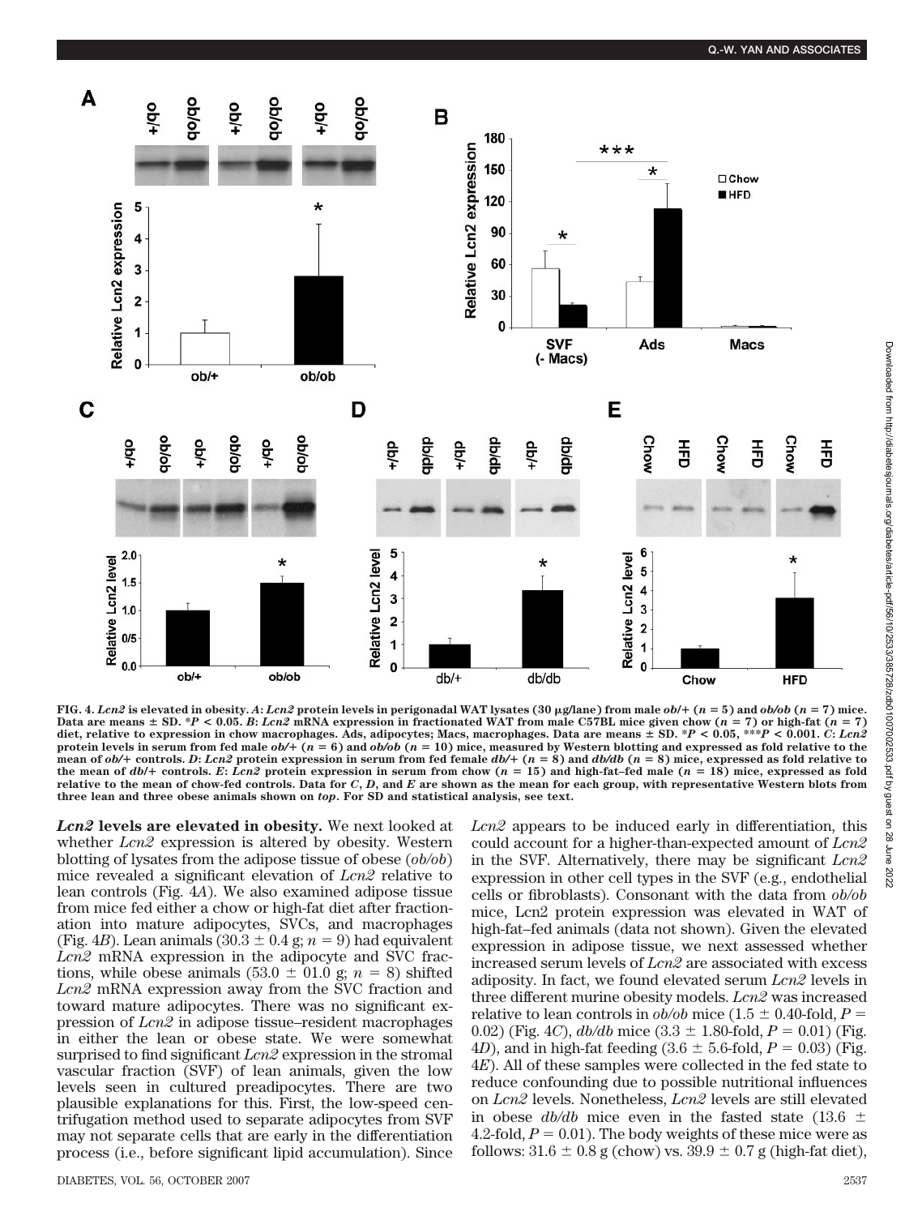FIG. 4. ***Lcn2* is elevated in obesity.** ***A*: *Lcn2* protein levels in perigonadal WAT lysates (30 μg/lane) from male *ob*/+ ($n = 5$) and *ob/ob* ($n = 7$) mice. Data are means ± SD. \*$P < 0.05$. *B*: *Lcn2* mRNA expression in fractionated WAT from male C57BL mice given chow ($n = 7$) or high-fat ($n = 7$) diet, relative to expression in chow macrophages. Ads, adipocytes; Macs, macrophages. Data are means ± SD. \*$P < 0.05$, \*\*\*$P < 0.001$. *C*: *Lcn2* protein levels in serum from fed male *ob*/+ ($n = 6$) and *ob/ob* ($n = 10$) mice, measured by Western blotting and expressed as fold relative to the mean of *ob*/+ controls. *D*: *Lcn2* protein expression in serum from fed female *db*/+ ($n = 8$) and *db/db* ($n = 8$) mice, expressed as fold relative to the mean of *db*/+ controls. *E*: *Lcn2* protein expression in serum from chow ($n = 15$) and high-fat–fed male ($n = 18$) mice, expressed as fold relative to the mean of chow-fed controls. Data for *C*, *D*, and *E* are shown as the mean for each group, with representative Western blots from three lean and three obese animals shown on *top*. For SD and statistical analysis, see text.**

***Lcn2* levels are elevated in obesity.** We next looked at whether *Lcn2* expression is altered by obesity. Western blotting of lysates from the adipose tissue of obese (*ob/ob*) mice revealed a significant elevation of *Lcn2* relative to lean controls (Fig. 4*A*). We also examined adipose tissue from mice fed either a chow or high-fat diet after fractionation into mature adipocytes, SVCs, and macrophages (Fig. 4*B*). Lean animals (30.3 ± 0.4 g; $n = 9$) had equivalent *Lcn2* mRNA expression in the adipocyte and SVC fractions, while obese animals (53.0 ± 01.0 g; $n = 8$) shifted *Lcn2* mRNA expression away from the SVC fraction and toward mature adipocytes. There was no significant expression of *Lcn2* in adipose tissue–resident macrophages in either the lean or obese state. We were somewhat surprised to find significant *Lcn2* expression in the stromal vascular fraction (SVF) of lean animals, given the low levels seen in cultured preadipocytes. There are two plausible explanations for this. First, the low-speed centrifugation method used to separate adipocytes from SVF may not separate cells that are early in the differentiation process (i.e., before significant lipid accumulation). Since *Lcn2* appears to be induced early in differentiation, this could account for a higher-than-expected amount of *Lcn2* in the SVF. Alternatively, there may be significant *Lcn2* expression in other cell types in the SVF (e.g., endothelial cells or fibroblasts). Consonant with the data from *ob/ob* mice, Lcn2 protein expression was elevated in WAT of high-fat–fed animals (data not shown). Given the elevated expression in adipose tissue, we next assessed whether increased serum levels of *Lcn2* are associated with excess adiposity. In fact, we found elevated serum *Lcn2* levels in three different murine obesity models. *Lcn2* was increased relative to lean controls in *ob/ob* mice (1.5 ± 0.40-fold, $P = 0.02$) (Fig. 4*C*), *db/db* mice (3.3 ± 1.80-fold, $P = 0.01$) (Fig. 4*D*), and in high-fat feeding (3.6 ± 5.6-fold, $P = 0.03$) (Fig. 4*E*). All of these samples were collected in the fed state to reduce confounding due to possible nutritional influences on *Lcn2* levels. Nonetheless, *Lcn2* levels are still elevated in obese *db/db* mice even in the fasted state (13.6 ± 4.2-fold, $P = 0.01$). The body weights of these mice were as follows: 31.6 ± 0.8 g (chow) vs. 39.9 ± 0.7 g (high-fat diet),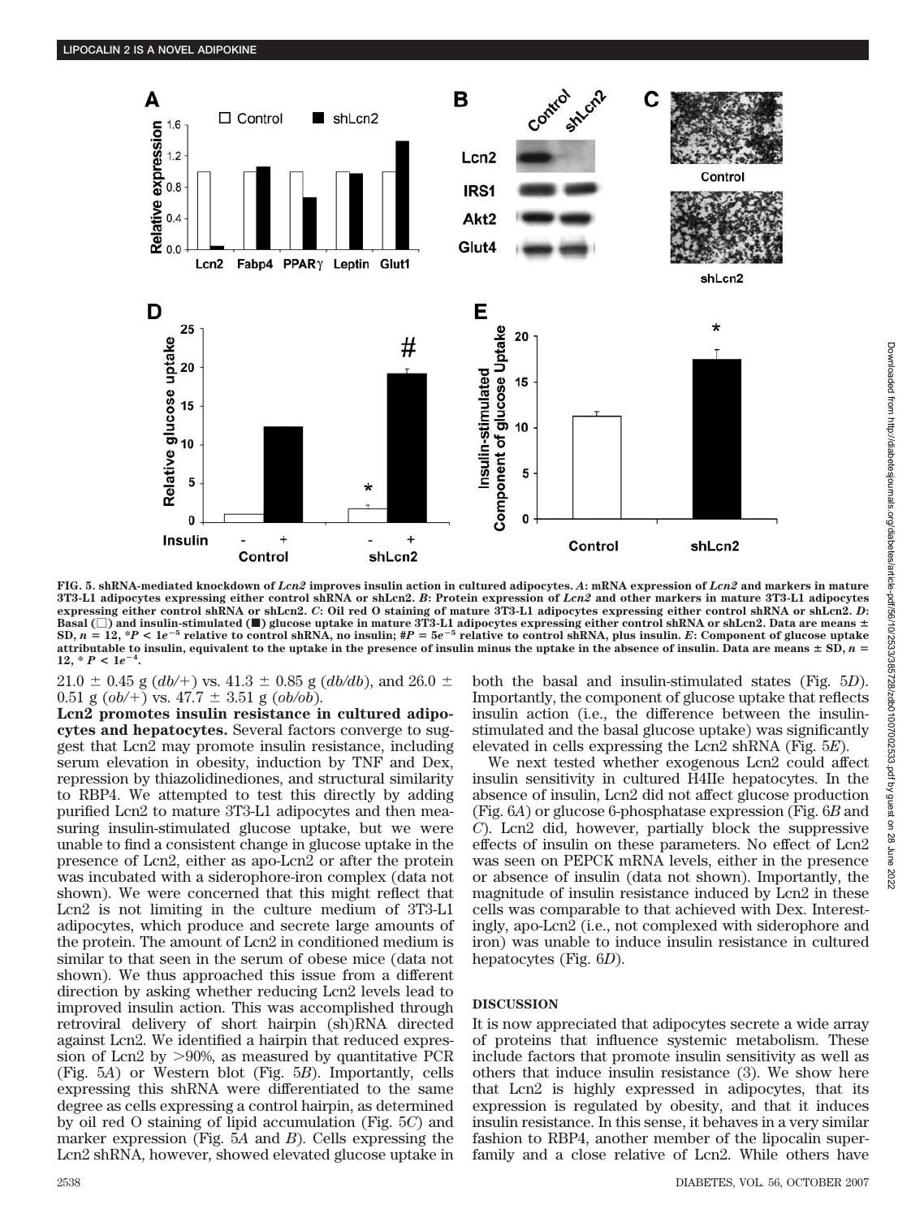FIG. 5. shRNA-mediated knockdown of *Lcn2* improves insulin action in cultured adipocytes. *A*: mRNA expression of *Lcn2* and markers in mature 3T3-L1 adipocytes expressing either control shRNA or shLcn2. *B*: Protein expression of *Lcn2* and other markers in mature 3T3-L1 adipocytes expressing either control shRNA or shLcn2. *C*: Oil red O staining of mature 3T3-L1 adipocytes expressing either control shRNA or shLcn2. *D*: Basal (□) and insulin-stimulated (■) glucose uptake in mature 3T3-L1 adipocytes expressing either control shRNA or shLcn2. Data are means ± SD, $n = 12$, *$P < 1e^{-5}$ relative to control shRNA, no insulin; #$P = 5e^{-5}$ relative to control shRNA, plus insulin. *E*: Component of glucose uptake attributable to insulin, equivalent to the uptake in the presence of insulin minus the uptake in the absence of insulin. Data are means ± SD, $n = 12$, * $P < 1e^{-4}$.

21.0 ± 0.45 g (*db/+*) vs. 41.3 ± 0.85 g (*db/db*), and 26.0 ± 0.51 g (*ob/+*) vs. 47.7 ± 3.51 g (*ob/ob*).

**Lcn2 promotes insulin resistance in cultured adipocytes and hepatocytes.** Several factors converge to suggest that Lcn2 may promote insulin resistance, including serum elevation in obesity, induction by TNF and Dex, repression by thiazolidinediones, and structural similarity to RBP4. We attempted to test this directly by adding purified Lcn2 to mature 3T3-L1 adipocytes and then measuring insulin-stimulated glucose uptake, but we were unable to find a consistent change in glucose uptake in the presence of Lcn2, either as apo-Lcn2 or after the protein was incubated with a siderophore-iron complex (data not shown). We were concerned that this might reflect that Lcn2 is not limiting in the culture medium of 3T3-L1 adipocytes, which produce and secrete large amounts of the protein. The amount of Lcn2 in conditioned medium is similar to that seen in the serum of obese mice (data not shown). We thus approached this issue from a different direction by asking whether reducing Lcn2 levels lead to improved insulin action. This was accomplished through retroviral delivery of short hairpin (sh)RNA directed against Lcn2. We identified a hairpin that reduced expression of Lcn2 by >90%, as measured by quantitative PCR (Fig. 5*A*) or Western blot (Fig. 5*B*). Importantly, cells expressing this shRNA were differentiated to the same degree as cells expressing a control hairpin, as determined by oil red O staining of lipid accumulation (Fig. 5*C*) and marker expression (Fig. 5*A* and *B*). Cells expressing the Lcn2 shRNA, however, showed elevated glucose uptake in both the basal and insulin-stimulated states (Fig. 5*D*). Importantly, the component of glucose uptake that reflects insulin action (i.e., the difference between the insulin-stimulated and the basal glucose uptake) was significantly elevated in cells expressing the Lcn2 shRNA (Fig. 5*E*).

We next tested whether exogenous Lcn2 could affect insulin sensitivity in cultured H4IIe hepatocytes. In the absence of insulin, Lcn2 did not affect glucose production (Fig. 6*A*) or glucose 6-phosphatase expression (Fig. 6*B* and *C*). Lcn2 did, however, partially block the suppressive effects of insulin on these parameters. No effect of Lcn2 was seen on PEPCK mRNA levels, either in the presence or absence of insulin (data not shown). Importantly, the magnitude of insulin resistance induced by Lcn2 in these cells was comparable to that achieved with Dex. Interestingly, apo-Lcn2 (i.e., not complexed with siderophore and iron) was unable to induce insulin resistance in cultured hepatocytes (Fig. 6*D*).

## DISCUSSION

It is now appreciated that adipocytes secrete a wide array of proteins that influence systemic metabolism. These include factors that promote insulin sensitivity as well as others that induce insulin resistance (3). We show here that Lcn2 is highly expressed in adipocytes, that its expression is regulated by obesity, and that it induces insulin resistance. In this sense, it behaves in a very similar fashion to RBP4, another member of the lipocalin superfamily and a close relative of Lcn2. While others have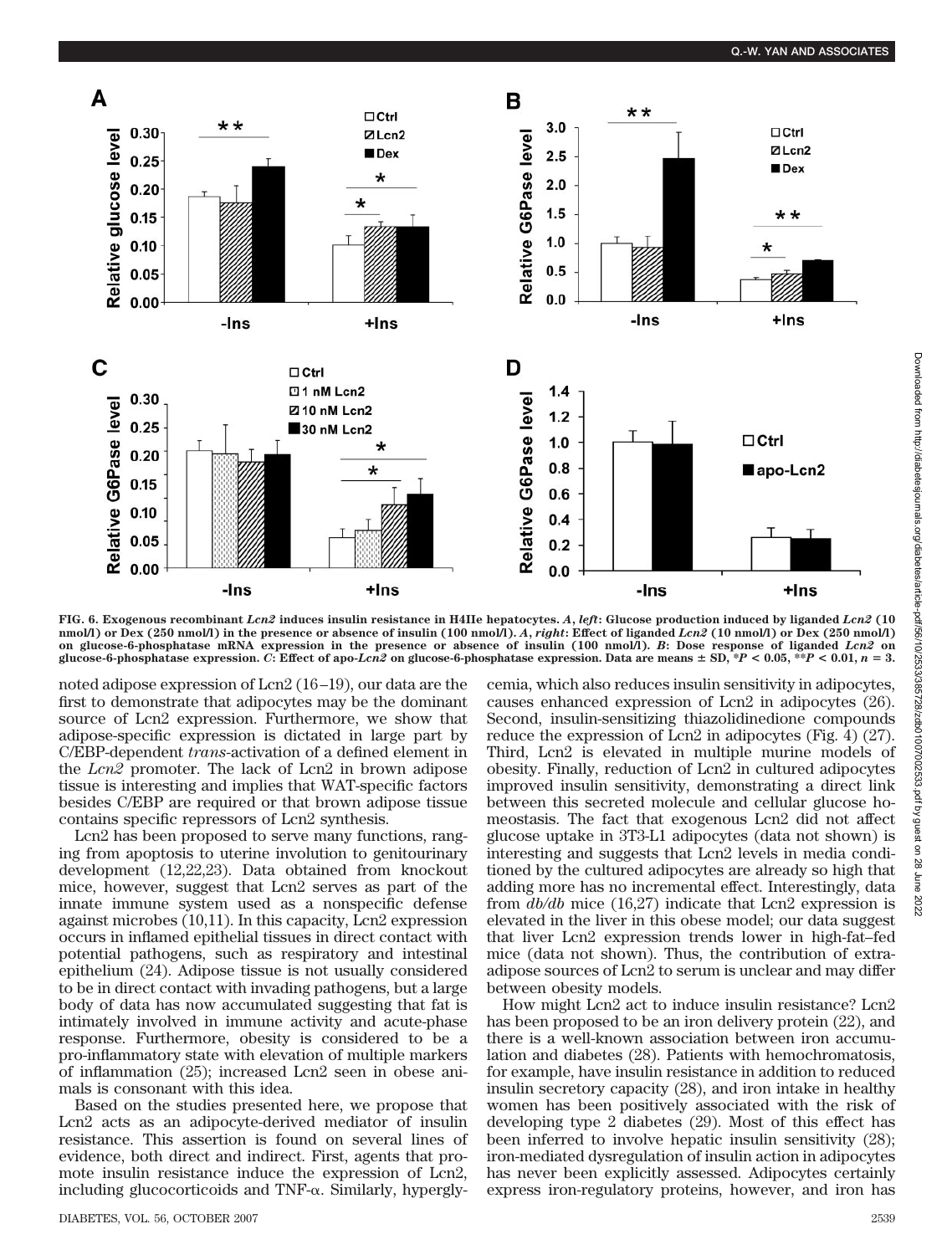FIG. 6. **Exogenous recombinant *Lcn2* induces insulin resistance in H4IIe hepatocytes. *A*, *left*: Glucose production induced by liganded *Lcn2* (10 nmol/l) or Dex (250 nmol/l) in the presence or absence of insulin (100 nmol/l). *A*, *right*: Effect of liganded *Lcn2* (10 nmol/l) or Dex (250 nmol/l) on glucose-6-phosphatase mRNA expression in the presence or absence of insulin (100 nmol/l). *B*: Dose response of liganded *Lcn2* on glucose-6-phosphatase expression. *C*: Effect of apo-*Lcn2* on glucose-6-phosphatase expression. Data are means ± SD, \*$P < 0.05$, \*\*$P < 0.01$, $n = 3$.**

noted adipose expression of Lcn2 (16–19), our data are the first to demonstrate that adipocytes may be the dominant source of Lcn2 expression. Furthermore, we show that adipose-specific expression is dictated in large part by C/EBP-dependent *trans*-activation of a defined element in the *Lcn2* promoter. The lack of Lcn2 in brown adipose tissue is interesting and implies that WAT-specific factors besides C/EBP are required or that brown adipose tissue contains specific repressors of Lcn2 synthesis.

Lcn2 has been proposed to serve many functions, ranging from apoptosis to uterine involution to genitourinary development (12,22,23). Data obtained from knockout mice, however, suggest that Lcn2 serves as part of the innate immune system used as a nonspecific defense against microbes (10,11). In this capacity, Lcn2 expression occurs in inflamed epithelial tissues in direct contact with potential pathogens, such as respiratory and intestinal epithelium (24). Adipose tissue is not usually considered to be in direct contact with invading pathogens, but a large body of data has now accumulated suggesting that fat is intimately involved in immune activity and acute-phase response. Furthermore, obesity is considered to be a pro-inflammatory state with elevation of multiple markers of inflammation (25); increased Lcn2 seen in obese animals is consonant with this idea.

Based on the studies presented here, we propose that Lcn2 acts as an adipocyte-derived mediator of insulin resistance. This assertion is found on several lines of evidence, both direct and indirect. First, agents that promote insulin resistance induce the expression of Lcn2, including glucocorticoids and TNF-α. Similarly, hyperglycemia, which also reduces insulin sensitivity in adipocytes, causes enhanced expression of Lcn2 in adipocytes (26). Second, insulin-sensitizing thiazolidinedione compounds reduce the expression of Lcn2 in adipocytes (Fig. 4) (27). Third, Lcn2 is elevated in multiple murine models of obesity. Finally, reduction of Lcn2 in cultured adipocytes improved insulin sensitivity, demonstrating a direct link between this secreted molecule and cellular glucose homeostasis. The fact that exogenous Lcn2 did not affect glucose uptake in 3T3-L1 adipocytes (data not shown) is interesting and suggests that Lcn2 levels in media conditioned by the cultured adipocytes are already so high that adding more has no incremental effect. Interestingly, data from *db/db* mice (16,27) indicate that Lcn2 expression is elevated in the liver in this obese model; our data suggest that liver Lcn2 expression trends lower in high-fat–fed mice (data not shown). Thus, the contribution of extra-adipose sources of Lcn2 to serum is unclear and may differ between obesity models.

How might Lcn2 act to induce insulin resistance? Lcn2 has been proposed to be an iron delivery protein (22), and there is a well-known association between iron accumulation and diabetes (28). Patients with hemochromatosis, for example, have insulin resistance in addition to reduced insulin secretory capacity (28), and iron intake in healthy women has been positively associated with the risk of developing type 2 diabetes (29). Most of this effect has been inferred to involve hepatic insulin sensitivity (28); iron-mediated dysregulation of insulin action in adipocytes has never been explicitly assessed. Adipocytes certainly express iron-regulatory proteins, however, and iron has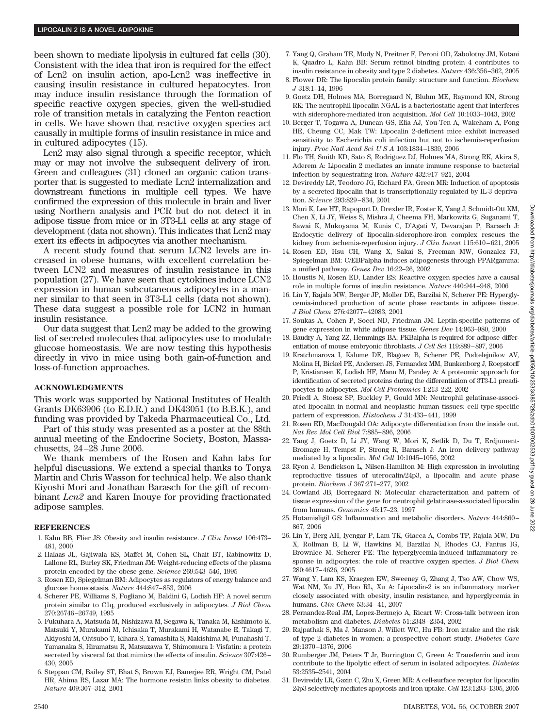been shown to mediate lipolysis in cultured fat cells (30). Consistent with the idea that iron is required for the effect of Lcn2 on insulin action, apo-Lcn2 was ineffective in causing insulin resistance in cultured hepatocytes. Iron may induce insulin resistance through the formation of specific reactive oxygen species, given the well-studied role of transition metals in catalyzing the Fenton reaction in cells. We have shown that reactive oxygen species act causally in multiple forms of insulin resistance in mice and in cultured adipocytes (15).

Lcn2 may also signal through a specific receptor, which may or may not involve the subsequent delivery of iron. Green and colleagues (31) cloned an organic cation transporter that is suggested to mediate Lcn2 internalization and downstream functions in multiple cell types. We have confirmed the expression of this molecule in brain and liver using Northern analysis and PCR but do not detect it in adipose tissue from mice or in 3T3-L1 cells at any stage of development (data not shown). This indicates that Lcn2 may exert its effects in adipocytes via another mechanism.

A recent study found that serum LCN2 levels are increased in obese humans, with excellent correlation between LCN2 and measures of insulin resistance in this population (27). We have seen that cytokines induce LCN2 expression in human subcutaneous adipocytes in a manner similar to that seen in 3T3-L1 cells (data not shown). These data suggest a possible role for LCN2 in human insulin resistance.

Our data suggest that Lcn2 may be added to the growing list of secreted molecules that adipocytes use to modulate glucose homeostasis. We are now testing this hypothesis directly in vivo in mice using both gain-of-function and loss-of-function approaches.

## ACKNOWLEDGMENTS

This work was supported by National Institutes of Health Grants DK63906 (to E.D.R.) and DK43051 (to B.B.K.), and funding was provided by Takeda Pharmaceutical Co., Ltd.

Part of this study was presented as a poster at the 88th annual meeting of the Endocrine Society, Boston, Massachusetts, 24–28 June 2006.

We thank members of the Rosen and Kahn labs for helpful discussions. We extend a special thanks to Tonya Martin and Chris Wasson for technical help. We also thank Kiyoshi Mori and Jonathan Barasch for the gift of recombinant *Lcn2* and Karen Inouye for providing fractionated adipose samples.

## REFERENCES

1. Kahn BB, Flier JS: Obesity and insulin resistance. *J Clin Invest* 106:473–481, 2000
2. Halaas JL, Gajiwala KS, Maffei M, Cohen SL, Chait BT, Rabinowitz D, Lallone RL, Burley SK, Friedman JM: Weight-reducing effects of the plasma protein encoded by the obese gene. *Science* 269:543–546, 1995
3. Rosen ED, Spiegelman BM: Adipocytes as regulators of energy balance and glucose homeostasis. *Nature* 444:847–853, 2006
4. Scherer PE, Williams S, Fogliano M, Baldini G, Lodish HF: A novel serum protein similar to C1q, produced exclusively in adipocytes. *J Biol Chem* 270:26746–26749, 1995
5. Fukuhara A, Matsuda M, Nishizawa M, Segawa K, Tanaka M, Kishimoto K, Matsuki Y, Murakami M, Ichisaka T, Murakami H, Watanabe E, Takagi T, Akiyoshi M, Ohtsubo T, Kihara S, Yamashita S, Makishima M, Funahashi T, Yamanaka S, Hiramatsu R, Matsuzawa Y, Shimomura I: Visfatin: a protein secreted by visceral fat that mimics the effects of insulin. *Science* 307:426–430, 2005
6. Steppan CM, Bailey ST, Bhat S, Brown EJ, Banerjee RR, Wright CM, Patel HR, Ahima RS, Lazar MA: The hormone resistin links obesity to diabetes. *Nature* 409:307–312, 2001
7. Yang Q, Graham TE, Mody N, Preitner F, Peroni OD, Zabolotny JM, Kotani K, Quadro L, Kahn BB: Serum retinol binding protein 4 contributes to insulin resistance in obesity and type 2 diabetes. *Nature* 436:356–362, 2005
8. Flower DR: The lipocalin protein family: structure and function. *Biochem J* 318:1–14, 1996
9. Goetz DH, Holmes MA, Borregaard N, Bluhm ME, Raymond KN, Strong RK: The neutrophil lipocalin NGAL is a bacteriostatic agent that interferes with siderophore-mediated iron acquisition. *Mol Cell* 10:1033–1043, 2002
10. Berger T, Togawa A, Duncan GS, Elia AJ, You-Ten A, Wakeham A, Fong HE, Cheung CC, Mak TW: Lipocalin 2-deficient mice exhibit increased sensitivity to Escherichia coli infection but not to ischemia-reperfusion injury. *Proc Natl Acad Sci U S A* 103:1834–1839, 2006
11. Flo TH, Smith KD, Sato S, Rodriguez DJ, Holmes MA, Strong RK, Akira S, Aderem A: Lipocalin 2 mediates an innate immune response to bacterial infection by sequestrating iron. *Nature* 432:917–921, 2004
12. Devireddy LR, Teodoro JG, Richard FA, Green MR: Induction of apoptosis by a secreted lipocalin that is transcriptionally regulated by IL-3 deprivation. *Science* 293:829–834, 2001
13. Mori K, Lee HT, Rapoport D, Drexler IR, Foster K, Yang J, Schmidt-Ott KM, Chen X, Li JY, Weiss S, Mishra J, Cheema FH, Markowitz G, Suganami T, Sawai K, Mukoyama M, Kunis C, D'Agati V, Devarajan P, Barasch J: Endocytic delivery of lipocalin-siderophore-iron complex rescues the kidney from ischemia-reperfusion injury. *J Clin Invest* 115:610–621, 2005
14. Rosen ED, Hsu CH, Wang X, Sakai S, Freeman MW, Gonzalez FJ, Spiegelman BM: C/EBPalpha induces adipogenesis through PPARgamma: a unified pathway. *Genes Dev* 16:22–26, 2002
15. Houstis N, Rosen ED, Lander ES: Reactive oxygen species have a causal role in multiple forms of insulin resistance. *Nature* 440:944–948, 2006
16. Lin Y, Rajala MW, Berger JP, Moller DE, Barzilai N, Scherer PE: Hyperglycemia-induced production of acute phase reactants in adipose tissue. *J Biol Chem* 276:42077–42083, 2001
17. Soukas A, Cohen P, Socci ND, Friedman JM: Leptin-specific patterns of gene expression in white adipose tissue. *Genes Dev* 14:963–980, 2000
18. Baudry A, Yang ZZ, Hemmings BA: PKBalpha is required for adipose differentiation of mouse embryonic fibroblasts. *J Cell Sci* 119:889–897, 2006
19. Kratchmarova I, Kalume DE, Blagoev B, Scherer PE, Podtelejnikov AV, Molina H, Bickel PE, Andersen JS, Fernandez MM, Bunkenborg J, Roepstorff P, Kristiansen K, Lodish HF, Mann M, Pandey A: A proteomic approach for identification of secreted proteins during the differentiation of 3T3-L1 preadipocytes to adipocytes. *Mol Cell Proteomics* 1:213–222, 2002
20. Friedl A, Stoesz SP, Buckley P, Gould MN: Neutrophil gelatinase-associated lipocalin in normal and neoplastic human tissues: cell type-specific pattern of expression. *Histochem J* 31:433–441, 1999
21. Rosen ED, MacDougald OA: Adipocyte differentiation from the inside out. *Nat Rev Mol Cell Biol* 7:885–896, 2006
22. Yang J, Goetz D, Li JY, Wang W, Mori K, Setlik D, Du T, Erdjument-Bromage H, Tempst P, Strong R, Barasch J: An iron delivery pathway mediated by a lipocalin. *Mol Cell* 10:1045–1056, 2002
23. Ryon J, Bendickson L, Nilsen-Hamilton M: High expression in involuting reproductive tissues of uterocalin/24p3, a lipocalin and acute phase protein. *Biochem J* 367:271–277, 2002
24. Cowland JB, Borregaard N: Molecular characterization and pattern of tissue expression of the gene for neutrophil gelatinase-associated lipocalin from humans. *Genomics* 45:17–23, 1997
25. Hotamisligil GS: Inflammation and metabolic disorders. *Nature* 444:860–867, 2006
26. Lin Y, Berg AH, Iyengar P, Lam TK, Giacca A, Combs TP, Rajala MW, Du X, Rollman B, Li W, Hawkins M, Barzilai N, Rhodes CJ, Fantus IG, Brownlee M, Scherer PE: The hyperglycemia-induced inflammatory response in adipocytes: the role of reactive oxygen species. *J Biol Chem* 280:4617–4626, 2005
27. Wang Y, Lam KS, Kraegen EW, Sweeney G, Zhang J, Tso AW, Chow WS, Wat NM, Xu JY, Hoo RL, Xu A: Lipocalin-2 is an inflammatory marker closely associated with obesity, insulin resistance, and hyperglycemia in humans. *Clin Chem* 53:34–41, 2007
28. Fernandez-Real JM, Lopez-Bermejo A, Ricart W: Cross-talk between iron metabolism and diabetes. *Diabetes* 51:2348–2354, 2002
29. Rajpathak S, Ma J, Manson J, Willett WC, Hu FB: Iron intake and the risk of type 2 diabetes in women: a prospective cohort study. *Diabetes Care* 29:1370–1376, 2006
30. Rumberger JM, Peters T Jr, Burrington C, Green A: Transferrin and iron contribute to the lipolytic effect of serum in isolated adipocytes. *Diabetes* 53:2535–2541, 2004
31. Devireddy LR, Gazin C, Zhu X, Green MR: A cell-surface receptor for lipocalin 24p3 selectively mediates apoptosis and iron uptake. *Cell* 123:1293–1305, 2005